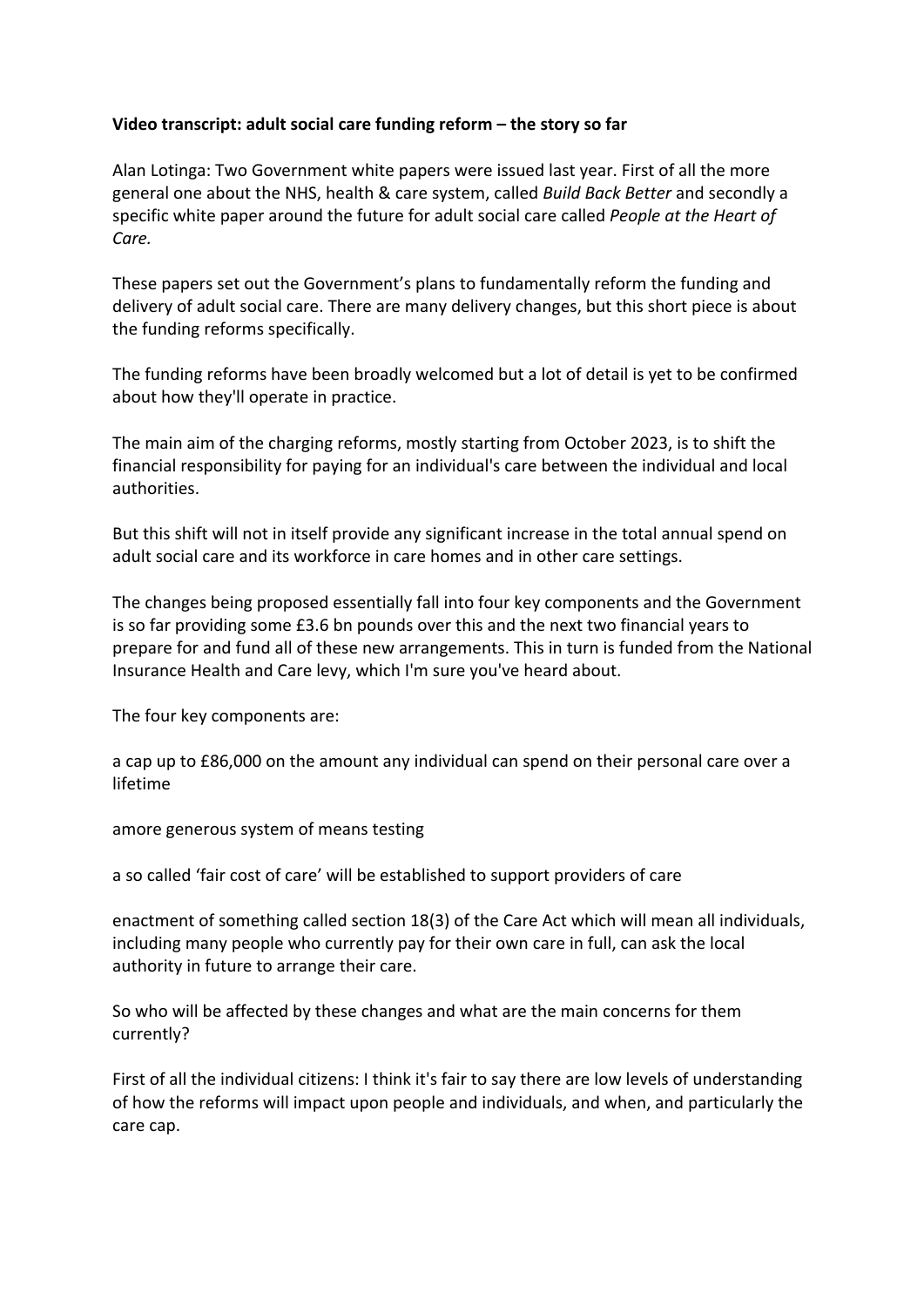**Video transcript: adult social care funding reform – the story so far**

Alan Lotinga: Two Government white papers were issued last year. First of all the more general one about the NHS, health & care system, called *Build Back Better* and secondly a specific white paper around the future for adult social care called *People at the Heart of Care.*

These papers set out the Government's plans to fundamentally reform the funding and delivery of adult social care. There are many delivery changes, but this short piece is about the funding reforms specifically.

The funding reforms have been broadly welcomed but a lot of detail is yet to be confirmed about how they'll operate in practice.

The main aim of the charging reforms, mostly starting from October 2023, is to shift the financial responsibility for paying for an individual's care between the individual and local authorities.

But this shift will not in itself provide any significant increase in the total annual spend on adult social care and its workforce in care homes and in other care settings.

The changes being proposed essentially fall into four key components and the Government is so far providing some £3.6 bn pounds over this and the next two financial years to prepare for and fund all of these new arrangements. This in turn is funded from the National Insurance Health and Care levy, which I'm sure you've heard about.

The four key components are:

a cap up to £86,000 on the amount any individual can spend on their personal care over a lifetime

amore generous system of means testing

a so called 'fair cost of care' will be established to support providers of care

enactment of something called section 18(3) of the Care Act which will mean all individuals, including many people who currently pay for their own care in full, can ask the local authority in future to arrange their care.

So who will be affected by these changes and what are the main concerns for them currently?

First of all the individual citizens: I think it's fair to say there are low levels of understanding of how the reforms will impact upon people and individuals, and when, and particularly the care cap.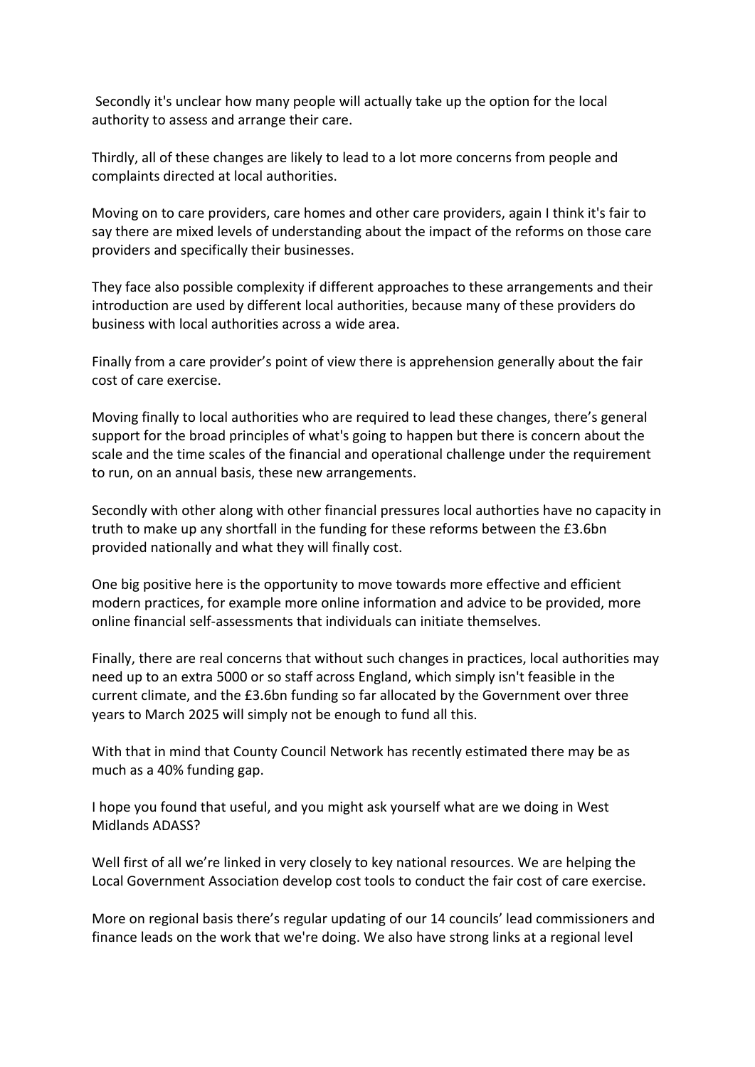Secondly it's unclear how many people will actually take up the option for the local authority to assess and arrange their care.

Thirdly, all of these changes are likely to lead to a lot more concerns from people and complaints directed at local authorities.

Moving on to care providers, care homes and other care providers, again I think it's fair to say there are mixed levels of understanding about the impact of the reforms on those care providers and specifically their businesses.

They face also possible complexity if different approaches to these arrangements and their introduction are used by different local authorities, because many of these providers do business with local authorities across a wide area.

Finally from a care provider's point of view there is apprehension generally about the fair cost of care exercise.

Moving finally to local authorities who are required to lead these changes, there's general support for the broad principles of what's going to happen but there is concern about the scale and the time scales of the financial and operational challenge under the requirement to run, on an annual basis, these new arrangements.

Secondly with other along with other financial pressures local authorties have no capacity in truth to make up any shortfall in the funding for these reforms between the £3.6bn provided nationally and what they will finally cost.

One big positive here is the opportunity to move towards more effective and efficient modern practices, for example more online information and advice to be provided, more online financial self-assessments that individuals can initiate themselves.

Finally, there are real concerns that without such changes in practices, local authorities may need up to an extra 5000 or so staff across England, which simply isn't feasible in the current climate, and the £3.6bn funding so far allocated by the Government over three years to March 2025 will simply not be enough to fund all this.

With that in mind that County Council Network has recently estimated there may be as much as a 40% funding gap.

I hope you found that useful, and you might ask yourself what are we doing in West Midlands ADASS?

Well first of all we're linked in very closely to key national resources. We are helping the Local Government Association develop cost tools to conduct the fair cost of care exercise.

More on regional basis there's regular updating of our 14 councils' lead commissioners and finance leads on the work that we're doing. We also have strong links at a regional level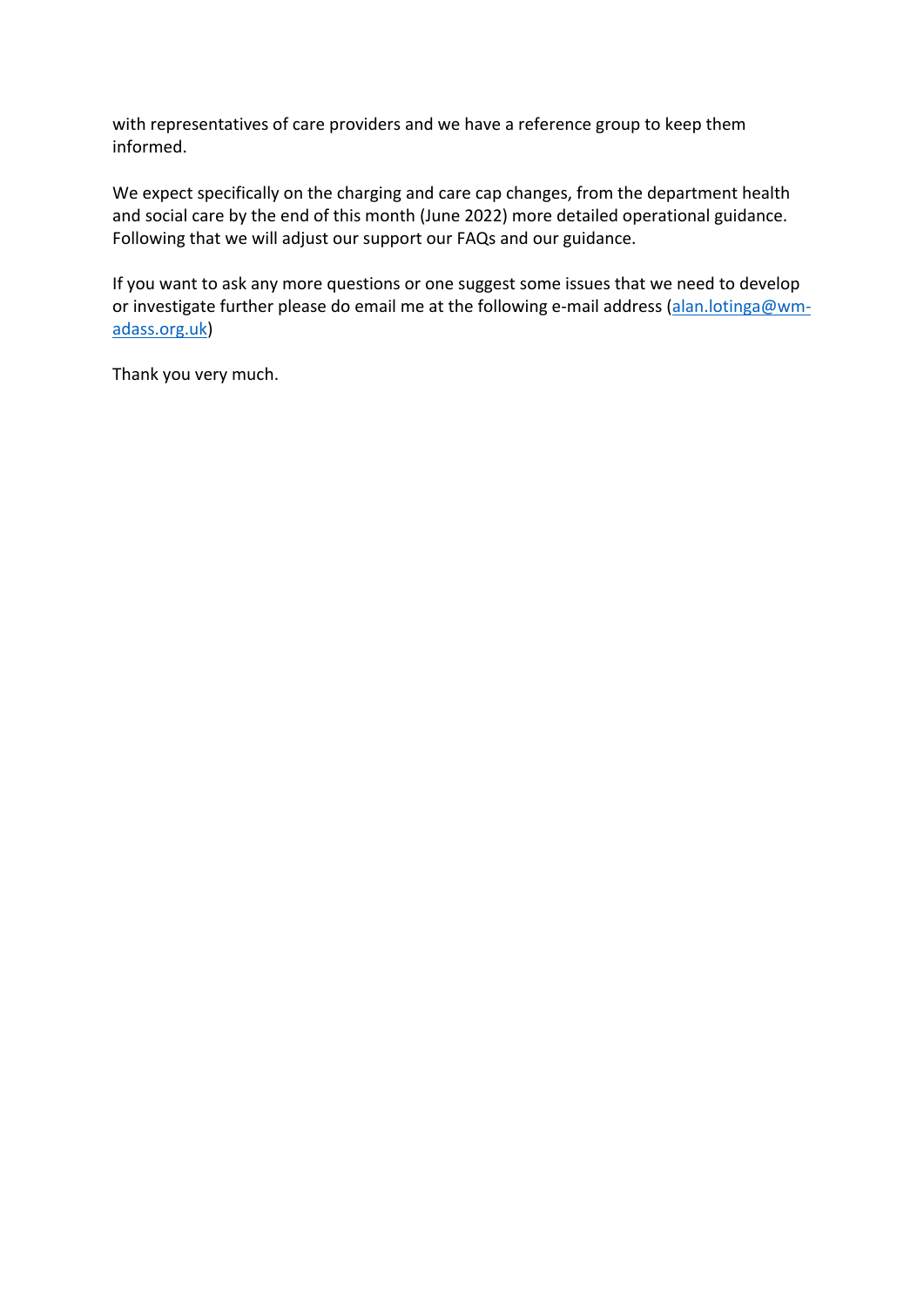with representatives of care providers and we have a reference group to keep them informed.

We expect specifically on the charging and care cap changes, from the department health and social care by the end of this month (June 2022) more detailed operational guidance. Following that we will adjust our support our FAQs and our guidance.

If you want to ask any more questions or one suggest some issues that we need to develop or investigate further please do email me at the following e-mail address ([alan.lotinga@wm-adass.org.uk](mailto:alan.lotinga@wm-adass.org.uk))

Thank you very much.